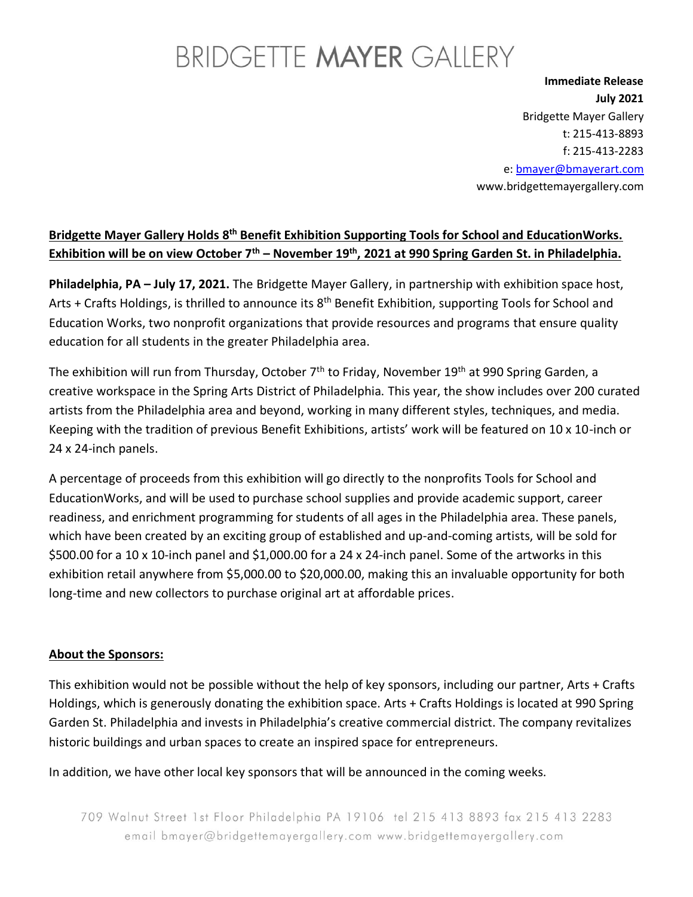# BRIDGETTE **MAYER** GALLERY

**Immediate Release**
**July 2021**
Bridgette Mayer Gallery
t: 215-413-8893
f: 215-413-2283
e: bmayer@bmayerart.com
www.bridgettemayergallery.com

**Bridgette Mayer Gallery Holds 8th Benefit Exhibition Supporting Tools for School and EducationWorks. Exhibition will be on view October 7th – November 19th, 2021 at 990 Spring Garden St. in Philadelphia.**

**Philadelphia, PA – July 17, 2021.** The Bridgette Mayer Gallery, in partnership with exhibition space host, Arts + Crafts Holdings, is thrilled to announce its 8th Benefit Exhibition, supporting Tools for School and Education Works, two nonprofit organizations that provide resources and programs that ensure quality education for all students in the greater Philadelphia area.

The exhibition will run from Thursday, October 7th to Friday, November 19th at 990 Spring Garden, a creative workspace in the Spring Arts District of Philadelphia. This year, the show includes over 200 curated artists from the Philadelphia area and beyond, working in many different styles, techniques, and media. Keeping with the tradition of previous Benefit Exhibitions, artists' work will be featured on 10 x 10-inch or 24 x 24-inch panels.

A percentage of proceeds from this exhibition will go directly to the nonprofits Tools for School and EducationWorks, and will be used to purchase school supplies and provide academic support, career readiness, and enrichment programming for students of all ages in the Philadelphia area. These panels, which have been created by an exciting group of established and up-and-coming artists, will be sold for $500.00 for a 10 x 10-inch panel and $1,000.00 for a 24 x 24-inch panel. Some of the artworks in this exhibition retail anywhere from $5,000.00 to $20,000.00, making this an invaluable opportunity for both long-time and new collectors to purchase original art at affordable prices.

## About the Sponsors:

This exhibition would not be possible without the help of key sponsors, including our partner, Arts + Crafts Holdings, which is generously donating the exhibition space. Arts + Crafts Holdings is located at 990 Spring Garden St. Philadelphia and invests in Philadelphia's creative commercial district. The company revitalizes historic buildings and urban spaces to create an inspired space for entrepreneurs.

In addition, we have other local key sponsors that will be announced in the coming weeks.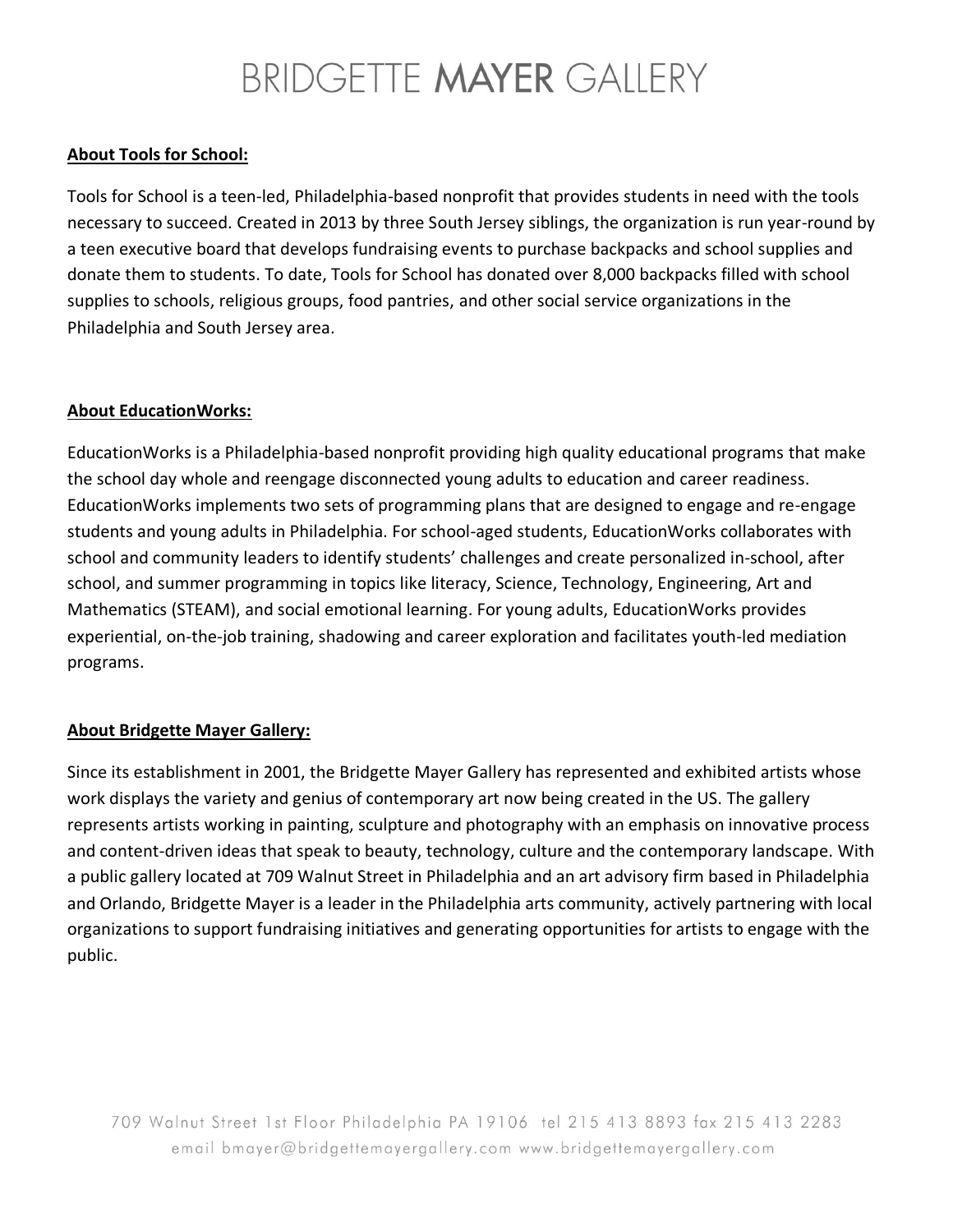**About Tools for School:**

Tools for School is a teen-led, Philadelphia-based nonprofit that provides students in need with the tools necessary to succeed. Created in 2013 by three South Jersey siblings, the organization is run year-round by a teen executive board that develops fundraising events to purchase backpacks and school supplies and donate them to students. To date, Tools for School has donated over 8,000 backpacks filled with school supplies to schools, religious groups, food pantries, and other social service organizations in the Philadelphia and South Jersey area.

**About EducationWorks:**

EducationWorks is a Philadelphia-based nonprofit providing high quality educational programs that make the school day whole and reengage disconnected young adults to education and career readiness. EducationWorks implements two sets of programming plans that are designed to engage and re-engage students and young adults in Philadelphia. For school-aged students, EducationWorks collaborates with school and community leaders to identify students' challenges and create personalized in-school, after school, and summer programming in topics like literacy, Science, Technology, Engineering, Art and Mathematics (STEAM), and social emotional learning. For young adults, EducationWorks provides experiential, on-the-job training, shadowing and career exploration and facilitates youth-led mediation programs.

**About Bridgette Mayer Gallery:**

Since its establishment in 2001, the Bridgette Mayer Gallery has represented and exhibited artists whose work displays the variety and genius of contemporary art now being created in the US. The gallery represents artists working in painting, sculpture and photography with an emphasis on innovative process and content-driven ideas that speak to beauty, technology, culture and the contemporary landscape. With a public gallery located at 709 Walnut Street in Philadelphia and an art advisory firm based in Philadelphia and Orlando, Bridgette Mayer is a leader in the Philadelphia arts community, actively partnering with local organizations to support fundraising initiatives and generating opportunities for artists to engage with the public.